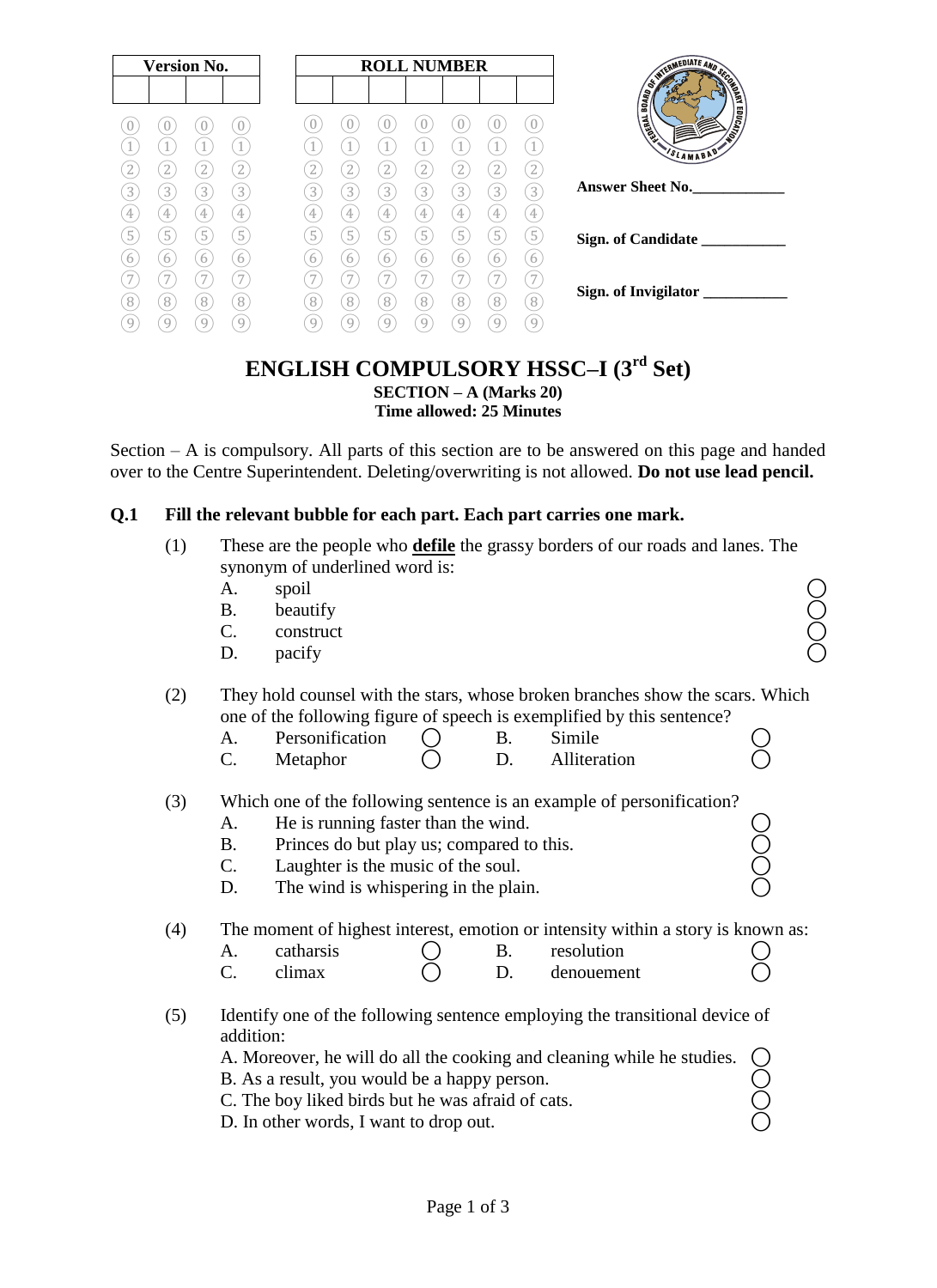| Version No. | | | |
|---|---|---|---|
| | | | |

| ROLL NUMBER | | | | | | |
|---|---|---|---|---|---|---|
| | | | | | | |

Answer Sheet No.____________

Sign. of Candidate ___________

Sign. of Invigilator ___________

# ENGLISH COMPULSORY HSSC–I (3rd Set)

**SECTION – A (Marks 20)**
**Time allowed: 25 Minutes**

Section – A is compulsory. All parts of this section are to be answered on this page and handed over to the Centre Superintendent. Deleting/overwriting is not allowed. **Do not use lead pencil.**

**Q.1 Fill the relevant bubble for each part. Each part carries one mark.**

(1) These are the people who **defile** the grassy borders of our roads and lanes. The synonym of underlined word is:

A. spoil ◯
B. beautify ◯
C. construct ◯
D. pacify ◯

(2) They hold counsel with the stars, whose broken branches show the scars. Which one of the following figure of speech is exemplified by this sentence?

A. Personification ◯ B. Simile ◯
C. Metaphor ◯ D. Alliteration ◯

(3) Which one of the following sentence is an example of personification?

A. He is running faster than the wind. ◯
B. Princes do but play us; compared to this. ◯
C. Laughter is the music of the soul. ◯
D. The wind is whispering in the plain. ◯

(4) The moment of highest interest, emotion or intensity within a story is known as:

A. catharsis ◯ B. resolution ◯
C. climax ◯ D. denouement ◯

(5) Identify one of the following sentence employing the transitional device of addition:

A. Moreover, he will do all the cooking and cleaning while he studies. ◯
B. As a result, you would be a happy person. ◯
C. The boy liked birds but he was afraid of cats. ◯
D. In other words, I want to drop out. ◯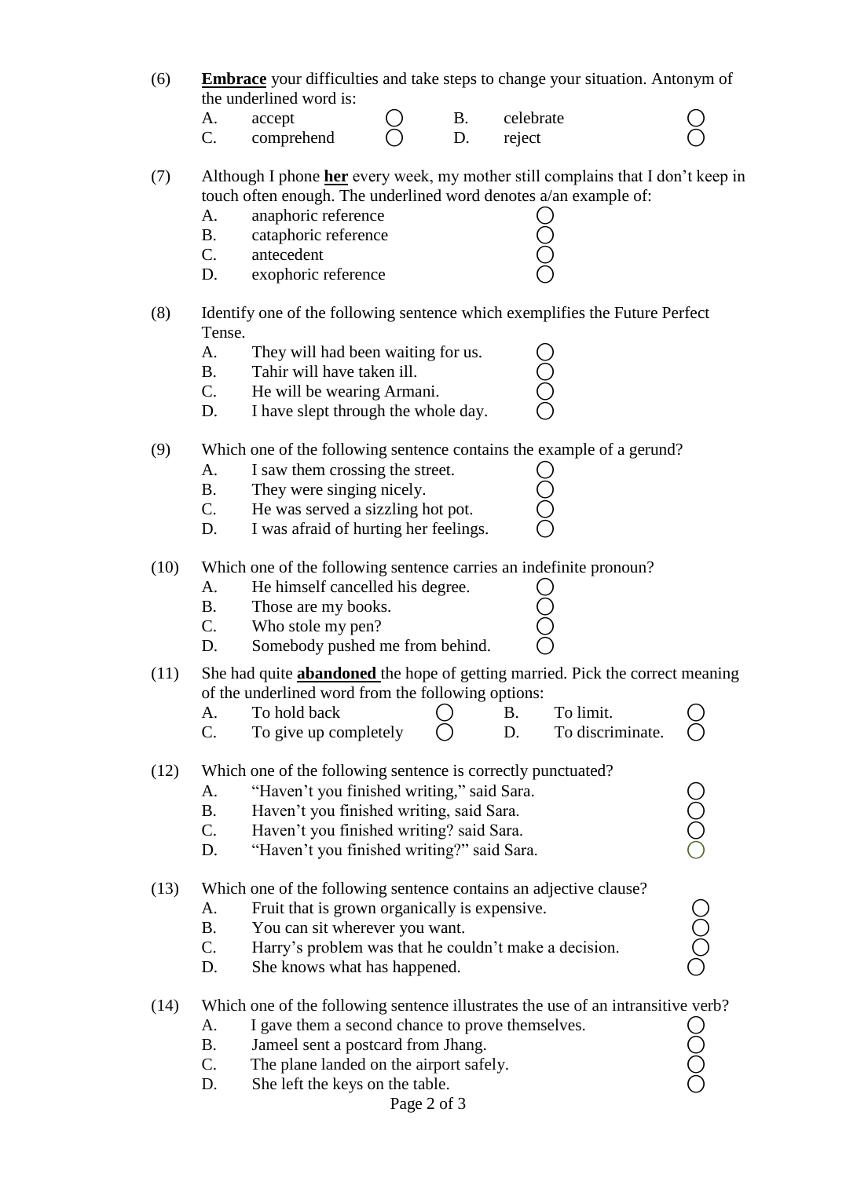(6) **<u>Embrace</u>** your difficulties and take steps to change your situation. Antonym of the underlined word is:

A. accept ◯ B. celebrate ◯
C. comprehend ◯ D. reject ◯

(7) Although I phone **<u>her</u>** every week, my mother still complains that I don't keep in touch often enough. The underlined word denotes a/an example of:

A. anaphoric reference ◯
B. cataphoric reference ◯
C. antecedent ◯
D. exophoric reference ◯

(8) Identify one of the following sentence which exemplifies the Future Perfect Tense.

A. They will had been waiting for us. ◯
B. Tahir will have taken ill. ◯
C. He will be wearing Armani. ◯
D. I have slept through the whole day. ◯

(9) Which one of the following sentence contains the example of a gerund?

A. I saw them crossing the street. ◯
B. They were singing nicely. ◯
C. He was served a sizzling hot pot. ◯
D. I was afraid of hurting her feelings. ◯

(10) Which one of the following sentence carries an indefinite pronoun?

A. He himself cancelled his degree. ◯
B. Those are my books. ◯
C. Who stole my pen? ◯
D. Somebody pushed me from behind. ◯

(11) She had quite **<u>abandoned</u>** the hope of getting married. Pick the correct meaning of the underlined word from the following options:

A. To hold back ◯ B. To limit. ◯
C. To give up completely ◯ D. To discriminate. ◯

(12) Which one of the following sentence is correctly punctuated?

A. "Haven't you finished writing," said Sara. ◯
B. Haven't you finished writing, said Sara. ◯
C. Haven't you finished writing? said Sara. ◯
D. "Haven't you finished writing?" said Sara. ◯

(13) Which one of the following sentence contains an adjective clause?

A. Fruit that is grown organically is expensive. ◯
B. You can sit wherever you want. ◯
C. Harry's problem was that he couldn't make a decision. ◯
D. She knows what has happened. ◯

(14) Which one of the following sentence illustrates the use of an intransitive verb?

A. I gave them a second chance to prove themselves. ◯
B. Jameel sent a postcard from Jhang. ◯
C. The plane landed on the airport safely. ◯
D. She left the keys on the table. ◯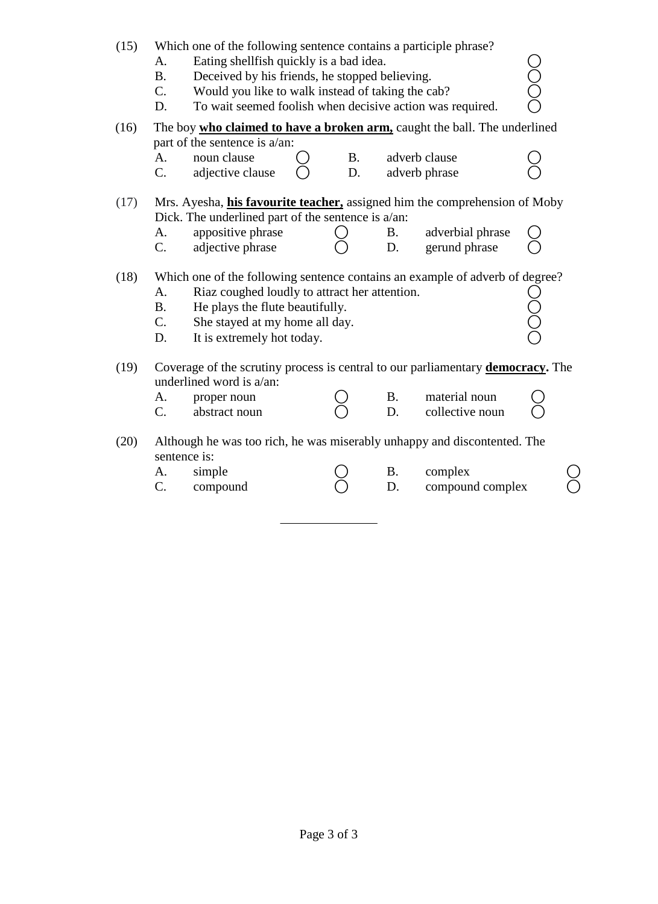(15) Which one of the following sentence contains a participle phrase?

- A. Eating shellfish quickly is a bad idea.
- B. Deceived by his friends, he stopped believing.
- C. Would you like to walk instead of taking the cab?
- D. To wait seemed foolish when decisive action was required.

(16) The boy **<u>who claimed to have a broken arm,</u>** caught the ball. The underlined part of the sentence is a/an:

- A. noun clause
- B. adverb clause
- C. adjective clause
- D. adverb phrase

(17) Mrs. Ayesha, **<u>his favourite teacher,</u>** assigned him the comprehension of Moby Dick. The underlined part of the sentence is a/an:

- A. appositive phrase
- B. adverbial phrase
- C. adjective phrase
- D. gerund phrase

(18) Which one of the following sentence contains an example of adverb of degree?

- A. Riaz coughed loudly to attract her attention.
- B. He plays the flute beautifully.
- C. She stayed at my home all day.
- D. It is extremely hot today.

(19) Coverage of the scrutiny process is central to our parliamentary **<u>democracy</u>.** The underlined word is a/an:

- A. proper noun
- B. material noun
- C. abstract noun
- D. collective noun

(20) Although he was too rich, he was miserably unhappy and discontented. The sentence is:

- A. simple
- B. complex
- C. compound
- D. compound complex

---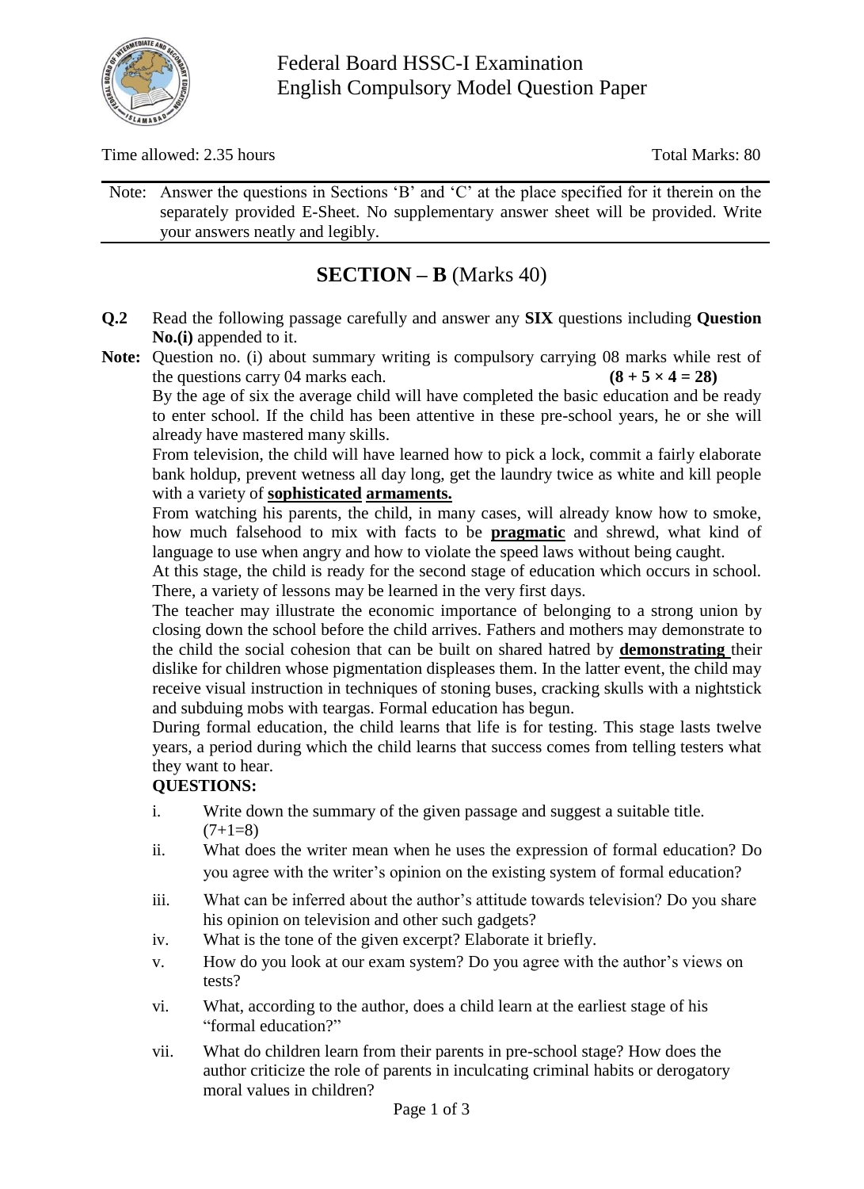Federal Board HSSC-I Examination
English Compulsory Model Question Paper

Time allowed: 2.35 hours  Total Marks: 80

Note: Answer the questions in Sections 'B' and 'C' at the place specified for it therein on the separately provided E-Sheet. No supplementary answer sheet will be provided. Write your answers neatly and legibly.

## SECTION – B (Marks 40)

**Q.2** Read the following passage carefully and answer any **SIX** questions including **Question No.(i)** appended to it.

**Note:** Question no. (i) about summary writing is compulsory carrying 08 marks while rest of the questions carry 04 marks each. **(8 + 5 × 4 = 28)**

By the age of six the average child will have completed the basic education and be ready to enter school. If the child has been attentive in these pre-school years, he or she will already have mastered many skills.

From television, the child will have learned how to pick a lock, commit a fairly elaborate bank holdup, prevent wetness all day long, get the laundry twice as white and kill people with a variety of **sophisticated** **armaments.**

From watching his parents, the child, in many cases, will already know how to smoke, how much falsehood to mix with facts to be **pragmatic** and shrewd, what kind of language to use when angry and how to violate the speed laws without being caught.

At this stage, the child is ready for the second stage of education which occurs in school. There, a variety of lessons may be learned in the very first days.

The teacher may illustrate the economic importance of belonging to a strong union by closing down the school before the child arrives. Fathers and mothers may demonstrate to the child the social cohesion that can be built on shared hatred by **demonstrating** their dislike for children whose pigmentation displeases them. In the latter event, the child may receive visual instruction in techniques of stoning buses, cracking skulls with a nightstick and subduing mobs with teargas. Formal education has begun.

During formal education, the child learns that life is for testing. This stage lasts twelve years, a period during which the child learns that success comes from telling testers what they want to hear.

**QUESTIONS:**

i. Write down the summary of the given passage and suggest a suitable title. (7+1=8)

ii. What does the writer mean when he uses the expression of formal education? Do you agree with the writer's opinion on the existing system of formal education?

iii. What can be inferred about the author's attitude towards television? Do you share his opinion on television and other such gadgets?

iv. What is the tone of the given excerpt? Elaborate it briefly.

v. How do you look at our exam system? Do you agree with the author's views on tests?

vi. What, according to the author, does a child learn at the earliest stage of his "formal education?"

vii. What do children learn from their parents in pre-school stage? How does the author criticize the role of parents in inculcating criminal habits or derogatory moral values in children?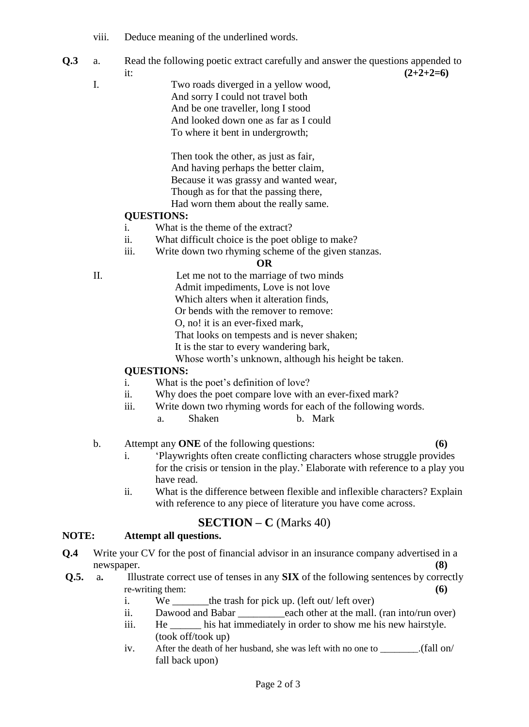viii. Deduce meaning of the underlined words.

**Q.3** a. Read the following poetic extract carefully and answer the questions appended to it: **(2+2+2=6)**

I.

Two roads diverged in a yellow wood,
And sorry I could not travel both
And be one traveller, long I stood
And looked down one as far as I could
To where it bent in undergrowth;

Then took the other, as just as fair,
And having perhaps the better claim,
Because it was grassy and wanted wear,
Though as for that the passing there,
Had worn them about the really same.

**QUESTIONS:**

i. What is the theme of the extract?
ii. What difficult choice is the poet oblige to make?
iii. Write down two rhyming scheme of the given stanzas.

**OR**

II.

Let me not to the marriage of two minds
Admit impediments, Love is not love
Which alters when it alteration finds,
Or bends with the remover to remove:
O, no! it is an ever-fixed mark,
That looks on tempests and is never shaken;
It is the star to every wandering bark,
Whose worth's unknown, although his height be taken.

**QUESTIONS:**

i. What is the poet's definition of love?
ii. Why does the poet compare love with an ever-fixed mark?
iii. Write down two rhyming words for each of the following words.
   a. Shaken    b. Mark

b. Attempt any **ONE** of the following questions: **(6)**

i. 'Playwrights often create conflicting characters whose struggle provides for the crisis or tension in the play.' Elaborate with reference to a play you have read.
ii. What is the difference between flexible and inflexible characters? Explain with reference to any piece of literature you have come across.

## SECTION – C (Marks 40)

**NOTE:** **Attempt all questions.**

**Q.4** Write your CV for the post of financial advisor in an insurance company advertised in a newspaper. **(8)**

**Q.5.** a**.** Illustrate correct use of tenses in any **SIX** of the following sentences by correctly re-writing them: **(6)**

i. We _______the trash for pick up. (left out/ left over)
ii. Dawood and Babar _________each other at the mall. (ran into/run over)
iii. He ______ his hat immediately in order to show me his new hairstyle. (took off/took up)
iv. After the death of her husband, she was left with no one to ________.(fall on/ fall back upon)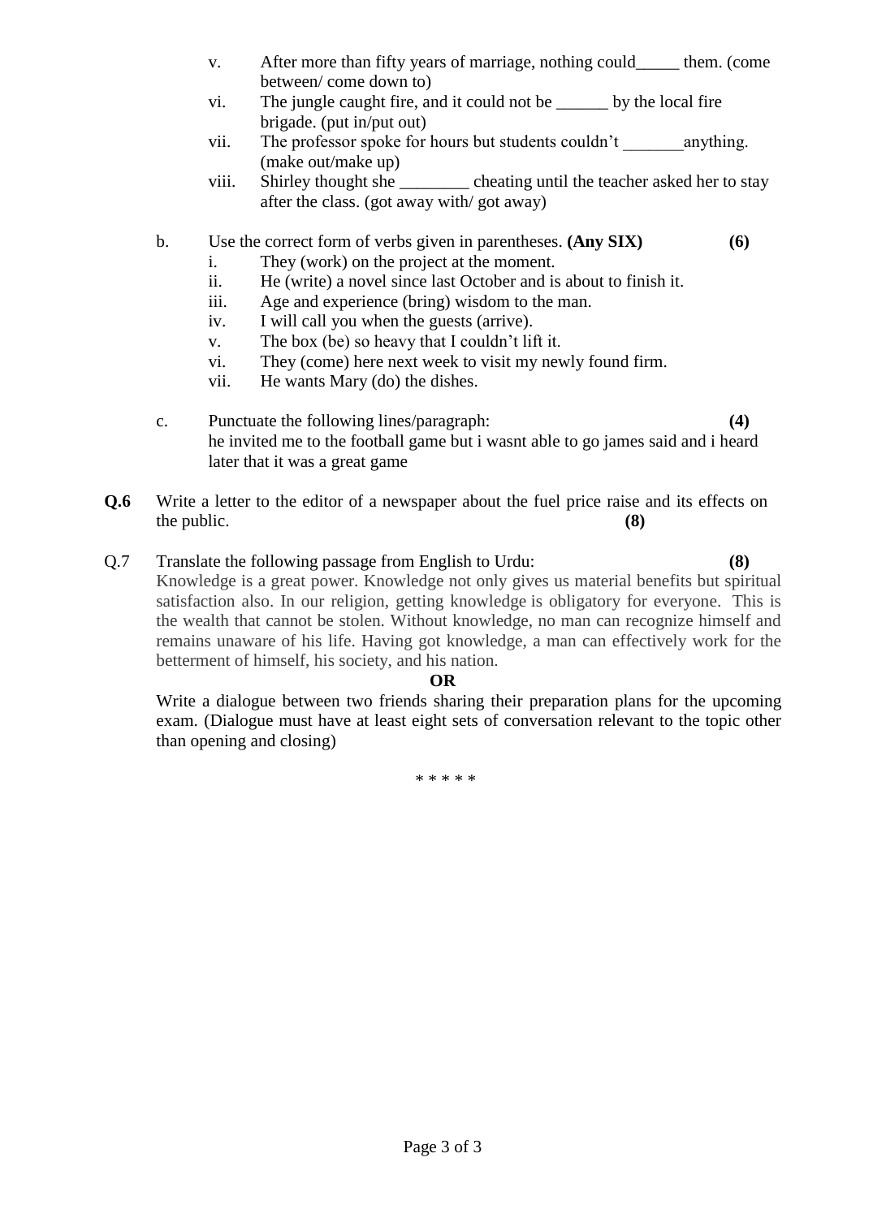v. After more than fifty years of marriage, nothing could_____ them. (come between/ come down to)

vi. The jungle caught fire, and it could not be ______ by the local fire brigade. (put in/put out)

vii. The professor spoke for hours but students couldn't _______anything. (make out/make up)

viii. Shirley thought she ________ cheating until the teacher asked her to stay after the class. (got away with/ got away)

b. Use the correct form of verbs given in parentheses. **(Any SIX)** **(6)**

i. They (work) on the project at the moment.

ii. He (write) a novel since last October and is about to finish it.

iii. Age and experience (bring) wisdom to the man.

iv. I will call you when the guests (arrive).

v. The box (be) so heavy that I couldn't lift it.

vi. They (come) here next week to visit my newly found firm.

vii. He wants Mary (do) the dishes.

c. Punctuate the following lines/paragraph: **(4)**

he invited me to the football game but i wasnt able to go james said and i heard later that it was a great game

**Q.6** Write a letter to the editor of a newspaper about the fuel price raise and its effects on the public. **(8)**

Q.7 Translate the following passage from English to Urdu: **(8)**

Knowledge is a great power. Knowledge not only gives us material benefits but spiritual satisfaction also. In our religion, getting knowledge is obligatory for everyone. This is the wealth that cannot be stolen. Without knowledge, no man can recognize himself and remains unaware of his life. Having got knowledge, a man can effectively work for the betterment of himself, his society, and his nation.

**OR**

Write a dialogue between two friends sharing their preparation plans for the upcoming exam. (Dialogue must have at least eight sets of conversation relevant to the topic other than opening and closing)

* * * * *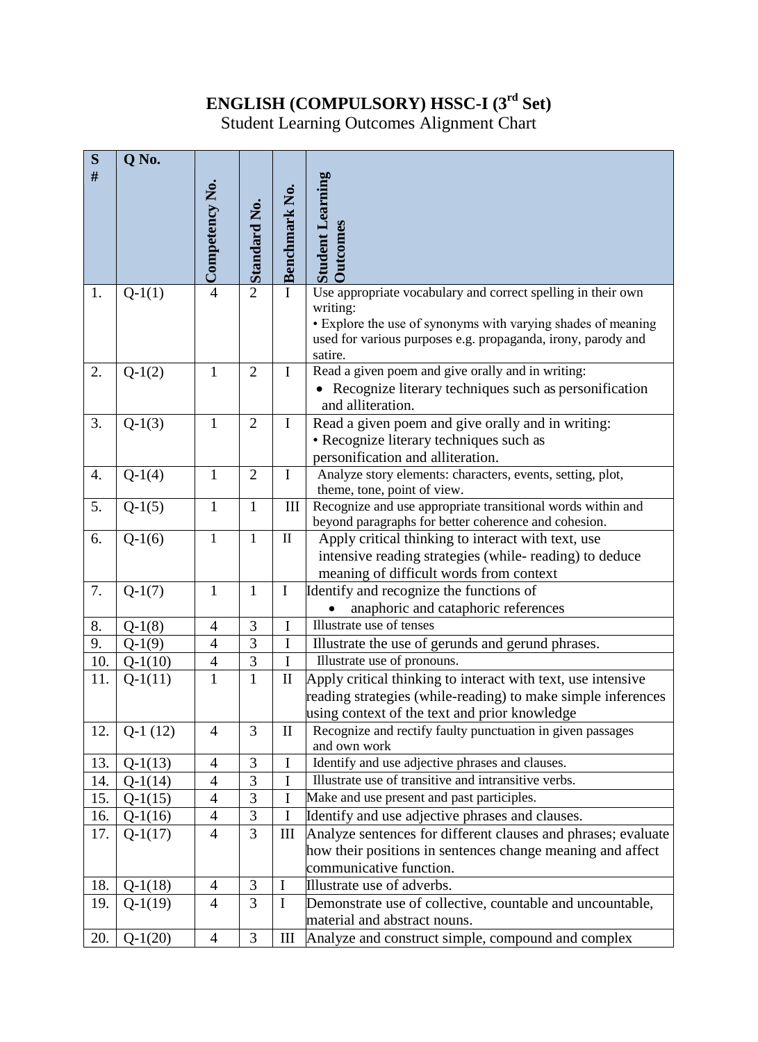# ENGLISH (COMPULSORY) HSSC-I (3rd Set)

Student Learning Outcomes Alignment Chart

| S # | Q No. | Competency No. | Standard No. | Benchmark No. | Student Learning Outcomes |
|---|---|---|---|---|---|
| 1. | Q-1(1) | 4 | 2 | I | Use appropriate vocabulary and correct spelling in their own writing: • Explore the use of synonyms with varying shades of meaning used for various purposes e.g. propaganda, irony, parody and satire. |
| 2. | Q-1(2) | 1 | 2 | I | Read a given poem and give orally and in writing: • Recognize literary techniques such as personification and alliteration. |
| 3. | Q-1(3) | 1 | 2 | I | Read a given poem and give orally and in writing: • Recognize literary techniques such as personification and alliteration. |
| 4. | Q-1(4) | 1 | 2 | I | Analyze story elements: characters, events, setting, plot, theme, tone, point of view. |
| 5. | Q-1(5) | 1 | 1 | III | Recognize and use appropriate transitional words within and beyond paragraphs for better coherence and cohesion. |
| 6. | Q-1(6) | 1 | 1 | II | Apply critical thinking to interact with text, use intensive reading strategies (while- reading) to deduce meaning of difficult words from context |
| 7. | Q-1(7) | 1 | 1 | I | Identify and recognize the functions of • anaphoric and cataphoric references |
| 8. | Q-1(8) | 4 | 3 | I | Illustrate use of tenses |
| 9. | Q-1(9) | 4 | 3 | I | Illustrate the use of gerunds and gerund phrases. |
| 10. | Q-1(10) | 4 | 3 | I | Illustrate use of pronouns. |
| 11. | Q-1(11) | 1 | 1 | II | Apply critical thinking to interact with text, use intensive reading strategies (while-reading) to make simple inferences using context of the text and prior knowledge |
| 12. | Q-1 (12) | 4 | 3 | II | Recognize and rectify faulty punctuation in given passages and own work |
| 13. | Q-1(13) | 4 | 3 | I | Identify and use adjective phrases and clauses. |
| 14. | Q-1(14) | 4 | 3 | I | Illustrate use of transitive and intransitive verbs. |
| 15. | Q-1(15) | 4 | 3 | I | Make and use present and past participles. |
| 16. | Q-1(16) | 4 | 3 | I | Identify and use adjective phrases and clauses. |
| 17. | Q-1(17) | 4 | 3 | III | Analyze sentences for different clauses and phrases; evaluate how their positions in sentences change meaning and affect communicative function. |
| 18. | Q-1(18) | 4 | 3 | I | Illustrate use of adverbs. |
| 19. | Q-1(19) | 4 | 3 | I | Demonstrate use of collective, countable and uncountable, material and abstract nouns. |
| 20. | Q-1(20) | 4 | 3 | III | Analyze and construct simple, compound and complex |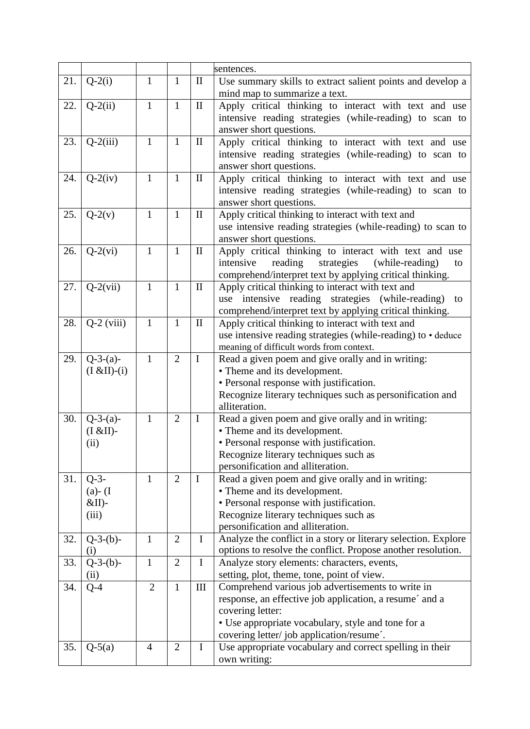| | | | | | sentences. |
|---|---|---|---|---|---|
| 21. | Q-2(i) | 1 | 1 | II | Use summary skills to extract salient points and develop a mind map to summarize a text. |
| 22. | Q-2(ii) | 1 | 1 | II | Apply critical thinking to interact with text and use intensive reading strategies (while-reading) to scan to answer short questions. |
| 23. | Q-2(iii) | 1 | 1 | II | Apply critical thinking to interact with text and use intensive reading strategies (while-reading) to scan to answer short questions. |
| 24. | Q-2(iv) | 1 | 1 | II | Apply critical thinking to interact with text and use intensive reading strategies (while-reading) to scan to answer short questions. |
| 25. | Q-2(v) | 1 | 1 | II | Apply critical thinking to interact with text and use intensive reading strategies (while-reading) to scan to answer short questions. |
| 26. | Q-2(vi) | 1 | 1 | II | Apply critical thinking to interact with text and use intensive reading strategies (while-reading) to comprehend/interpret text by applying critical thinking. |
| 27. | Q-2(vii) | 1 | 1 | II | Apply critical thinking to interact with text and use intensive reading strategies (while-reading) to comprehend/interpret text by applying critical thinking. |
| 28. | Q-2 (viii) | 1 | 1 | II | Apply critical thinking to interact with text and use intensive reading strategies (while-reading) to • deduce meaning of difficult words from context. |
| 29. | Q-3-(a)-(I &II)-(i) | 1 | 2 | I | Read a given poem and give orally and in writing: • Theme and its development. • Personal response with justification. Recognize literary techniques such as personification and alliteration. |
| 30. | Q-3-(a)-(I &II)-(ii) | 1 | 2 | I | Read a given poem and give orally and in writing: • Theme and its development. • Personal response with justification. Recognize literary techniques such as personification and alliteration. |
| 31. | Q-3-(a)- (I &II)-(iii) | 1 | 2 | I | Read a given poem and give orally and in writing: • Theme and its development. • Personal response with justification. Recognize literary techniques such as personification and alliteration. |
| 32. | Q-3-(b)-(i) | 1 | 2 | I | Analyze the conflict in a story or literary selection. Explore options to resolve the conflict. Propose another resolution. |
| 33. | Q-3-(b)-(ii) | 1 | 2 | I | Analyze story elements: characters, events, setting, plot, theme, tone, point of view. |
| 34. | Q-4 | 2 | 1 | III | Comprehend various job advertisements to write in response, an effective job application, a resume´ and a covering letter: • Use appropriate vocabulary, style and tone for a covering letter/ job application/resume´. |
| 35. | Q-5(a) | 4 | 2 | I | Use appropriate vocabulary and correct spelling in their own writing: |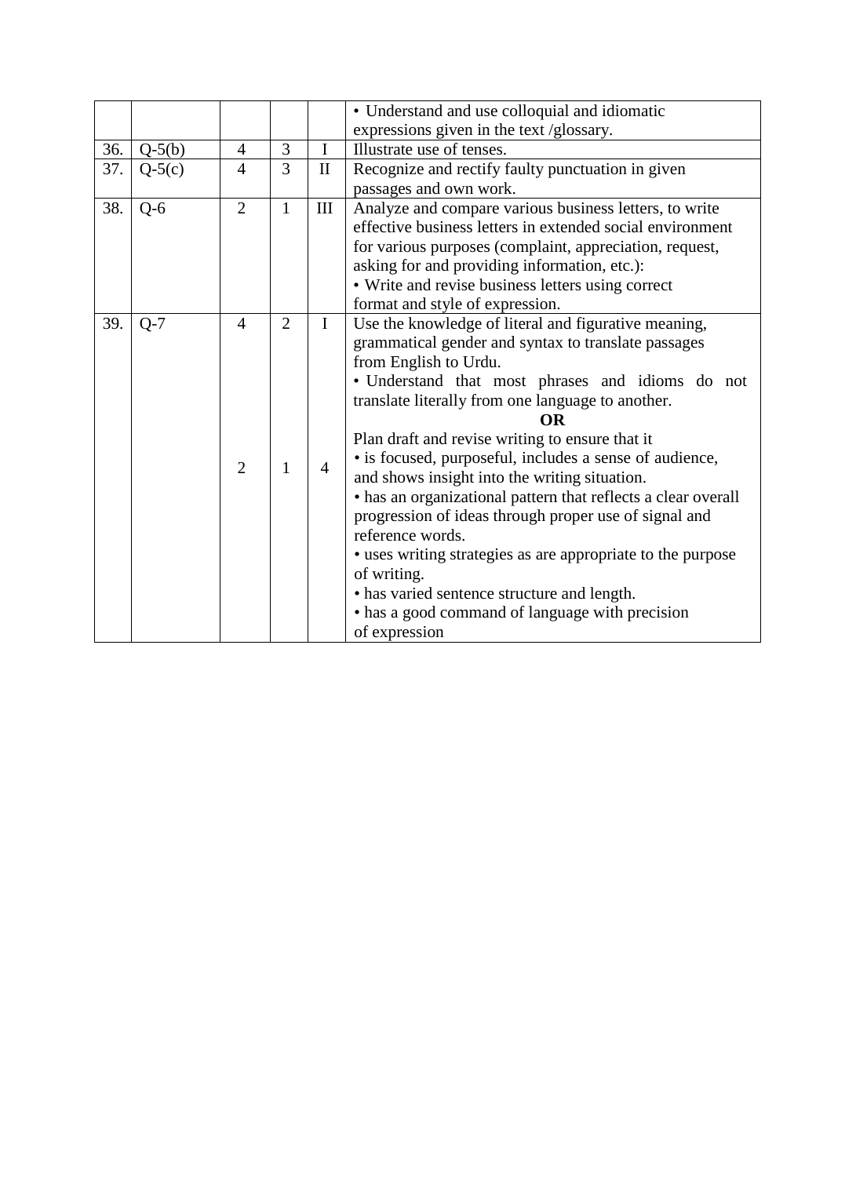| | | | | | |
|---|---|---|---|---|---|
| | | | | | • Understand and use colloquial and idiomatic expressions given in the text /glossary. |
| 36. | Q-5(b) | 4 | 3 | I | Illustrate use of tenses. |
| 37. | Q-5(c) | 4 | 3 | II | Recognize and rectify faulty punctuation in given passages and own work. |
| 38. | Q-6 | 2 | 1 | III | Analyze and compare various business letters, to write effective business letters in extended social environment for various purposes (complaint, appreciation, request, asking for and providing information, etc.):<br>• Write and revise business letters using correct format and style of expression. |
| 39. | Q-7 | 4<br><br>2 | 2<br><br>1 | I<br><br>4 | Use the knowledge of literal and figurative meaning, grammatical gender and syntax to translate passages from English to Urdu.<br>• Understand that most phrases and idioms do not translate literally from one language to another.<br>**OR**<br>Plan draft and revise writing to ensure that it<br>• is focused, purposeful, includes a sense of audience, and shows insight into the writing situation.<br>• has an organizational pattern that reflects a clear overall progression of ideas through proper use of signal and reference words.<br>• uses writing strategies as are appropriate to the purpose of writing.<br>• has varied sentence structure and length.<br>• has a good command of language with precision of expression |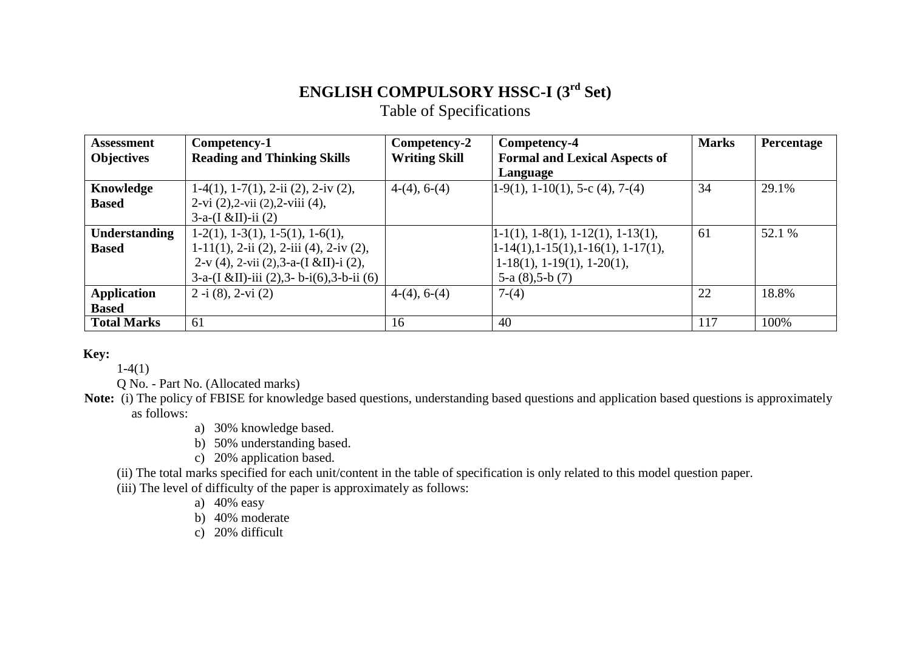# ENGLISH COMPULSORY HSSC-I (3rd Set)

Table of Specifications

| Assessment Objectives | Competency-1 Reading and Thinking Skills | Competency-2 Writing Skill | Competency-4 Formal and Lexical Aspects of Language | Marks | Percentage |
|---|---|---|---|---|---|
| **Knowledge Based** | 1-4(1), 1-7(1), 2-ii (2), 2-iv (2), 2-vi (2),2-vii (2),2-viii (4), 3-a-(I &II)-ii (2) | 4-(4), 6-(4) | 1-9(1), 1-10(1), 5-c (4), 7-(4) | 34 | 29.1% |
| **Understanding Based** | 1-2(1), 1-3(1), 1-5(1), 1-6(1), 1-11(1), 2-ii (2), 2-iii (4), 2-iv (2), 2-v (4), 2-vii (2),3-a-(I &II)-i (2), 3-a-(I &II)-iii (2),3- b-i(6),3-b-ii (6) | | 1-1(1), 1-8(1), 1-12(1), 1-13(1), 1-14(1),1-15(1),1-16(1), 1-17(1), 1-18(1), 1-19(1), 1-20(1), 5-a (8),5-b (7) | 61 | 52.1 % |
| **Application Based** | 2 -i (8), 2-vi (2) | 4-(4), 6-(4) | 7-(4) | 22 | 18.8% |
| **Total Marks** | 61 | 16 | 40 | 117 | 100% |

**Key:**

1-4(1)

Q No. - Part No. (Allocated marks)

**Note:** (i) The policy of FBISE for knowledge based questions, understanding based questions and application based questions is approximately as follows:

a) 30% knowledge based.
b) 50% understanding based.
c) 20% application based.

(ii) The total marks specified for each unit/content in the table of specification is only related to this model question paper.

(iii) The level of difficulty of the paper is approximately as follows:

a) 40% easy
b) 40% moderate
c) 20% difficult